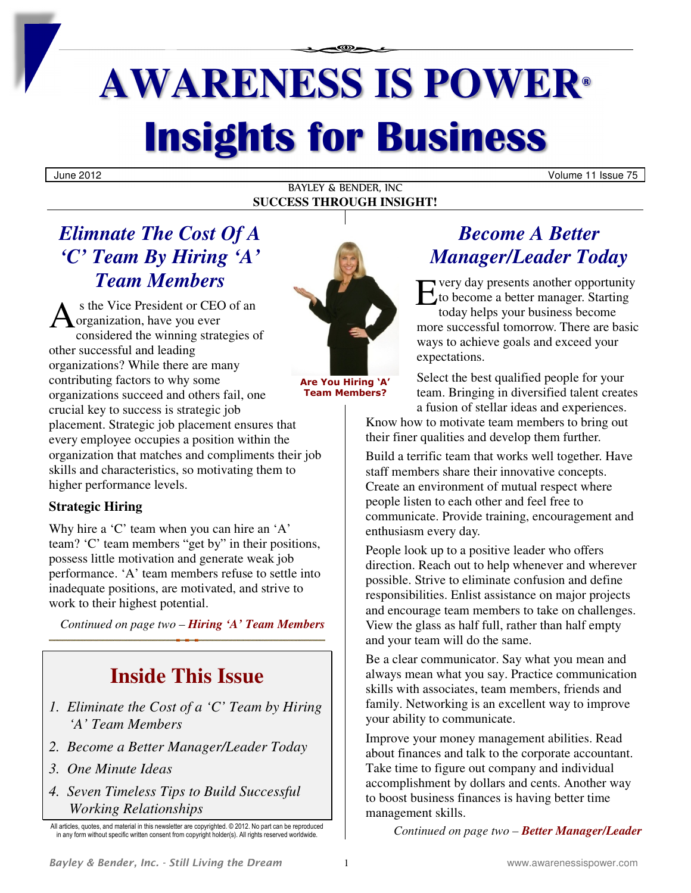# AWARENESS IS POWER®

# Insights for Business

June 2012 Volume 11 Issue 75

BAYLEY & BENDER, INC

**SUCCESS THROUGH INSIGHT!**

## *Elimnate The Cost Of A 'C' Team By Hiring 'A' Team Members*

As the Vice President or CEO of an organization, have you ever considered the winning strategies of other successful and leading organizations? While there are many contributing factors to why some organizations succeed and others fail, one crucial key to success is strategic job placement. Strategic job placement ensures that every employee occupies a position within the organization that matches and compliments their job skills and characteristics, so motivating them to higher performance levels.

### Strategic Hiring

Why hire a 'C' team when you can hire an 'A' team? 'C' team members "get by" in their positions, possess little motivation and generate weak job performance. 'A' team members refuse to settle into inadequate positions, are motivated, and strive to work to their highest potential.

*Continued on page two – **Hiring 'A' Team Members***

**Are You Hiring 'A' Team Members?**

## Inside This Issue

1. *Eliminate the Cost of a 'C' Team by Hiring 'A' Team Members*
2. *Become a Better Manager/Leader Today*
3. *One Minute Ideas*
4. *Seven Timeless Tips to Build Successful Working Relationships*

All articles, quotes, and material in this newsletter are copyrighted. © 2012. No part can be reproduced in any form without specific written consent from copyright holder(s). All rights reserved worldwide.

## *Become A Better Manager/Leader Today*

Every day presents another opportunity to become a better manager. Starting today helps your business become more successful tomorrow. There are basic ways to achieve goals and exceed your expectations.

Select the best qualified people for your team. Bringing in diversified talent creates a fusion of stellar ideas and experiences. Know how to motivate team members to bring out their finer qualities and develop them further.

Build a terrific team that works well together. Have staff members share their innovative concepts. Create an environment of mutual respect where people listen to each other and feel free to communicate. Provide training, encouragement and enthusiasm every day.

People look up to a positive leader who offers direction. Reach out to help whenever and wherever possible. Strive to eliminate confusion and define responsibilities. Enlist assistance on major projects and encourage team members to take on challenges. View the glass as half full, rather than half empty and your team will do the same.

Be a clear communicator. Say what you mean and always mean what you say. Practice communication skills with associates, team members, friends and family. Networking is an excellent way to improve your ability to communicate.

Improve your money management abilities. Read about finances and talk to the corporate accountant. Take time to figure out company and individual accomplishment by dollars and cents. Another way to boost business finances is having better time management skills.

*Continued on page two – **Better Manager/Leader***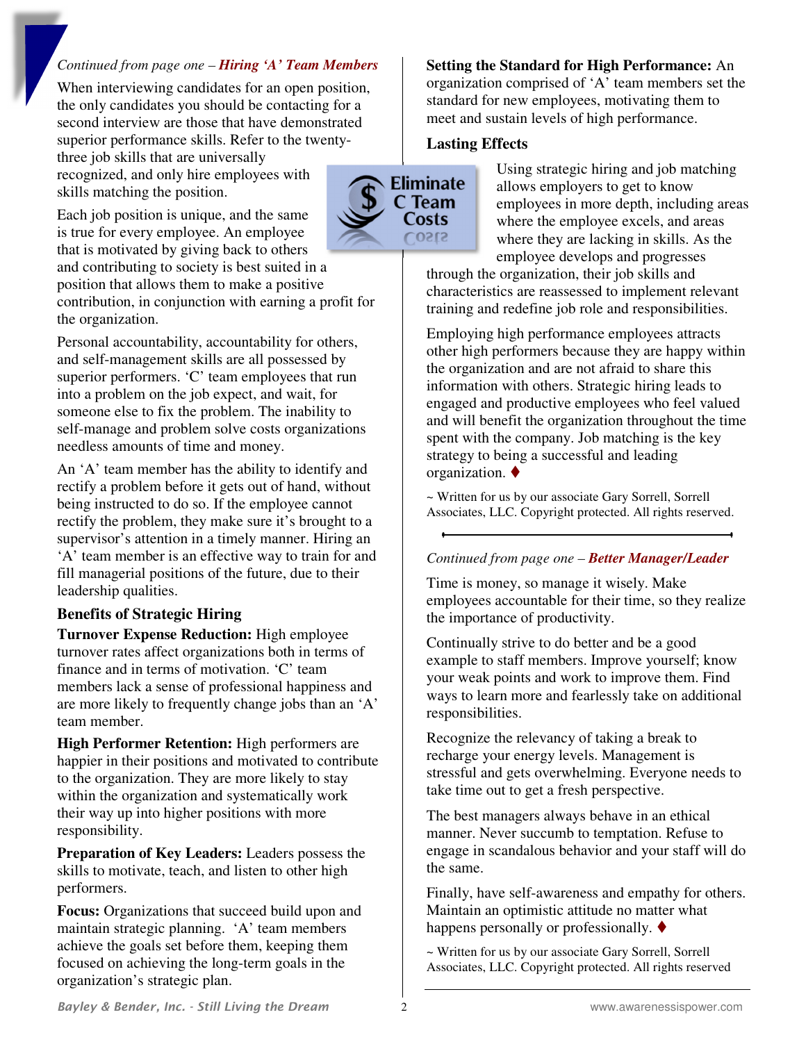*Continued from page one –* ***Hiring 'A' Team Members***

When interviewing candidates for an open position, the only candidates you should be contacting for a second interview are those that have demonstrated superior performance skills. Refer to the twenty-three job skills that are universally recognized, and only hire employees with skills matching the position.

Each job position is unique, and the same is true for every employee. An employee that is motivated by giving back to others and contributing to society is best suited in a position that allows them to make a positive contribution, in conjunction with earning a profit for the organization.

Personal accountability, accountability for others, and self-management skills are all possessed by superior performers. 'C' team employees that run into a problem on the job expect, and wait, for someone else to fix the problem. The inability to self-manage and problem solve costs organizations needless amounts of time and money.

An 'A' team member has the ability to identify and rectify a problem before it gets out of hand, without being instructed to do so. If the employee cannot rectify the problem, they make sure it's brought to a supervisor's attention in a timely manner. Hiring an 'A' team member is an effective way to train for and fill managerial positions of the future, due to their leadership qualities.

### Benefits of Strategic Hiring

**Turnover Expense Reduction:** High employee turnover rates affect organizations both in terms of finance and in terms of motivation. 'C' team members lack a sense of professional happiness and are more likely to frequently change jobs than an 'A' team member.

**High Performer Retention:** High performers are happier in their positions and motivated to contribute to the organization. They are more likely to stay within the organization and systematically work their way up into higher positions with more responsibility.

**Preparation of Key Leaders:** Leaders possess the skills to motivate, teach, and listen to other high performers.

**Focus:** Organizations that succeed build upon and maintain strategic planning. 'A' team members achieve the goals set before them, keeping them focused on achieving the long-term goals in the organization's strategic plan.

**Setting the Standard for High Performance:** An organization comprised of 'A' team members set the standard for new employees, motivating them to meet and sustain levels of high performance.

### Lasting Effects

Using strategic hiring and job matching allows employers to get to know employees in more depth, including areas where the employee excels, and areas where they are lacking in skills. As the employee develops and progresses through the organization, their job skills and characteristics are reassessed to implement relevant training and redefine job role and responsibilities.

Employing high performance employees attracts other high performers because they are happy within the organization and are not afraid to share this information with others. Strategic hiring leads to engaged and productive employees who feel valued and will benefit the organization throughout the time spent with the company. Job matching is the key strategy to being a successful and leading organization. ♦

~ Written for us by our associate Gary Sorrell, Sorrell Associates, LLC. Copyright protected. All rights reserved.

---

*Continued from page one –* ***Better Manager/Leader***

Time is money, so manage it wisely. Make employees accountable for their time, so they realize the importance of productivity.

Continually strive to do better and be a good example to staff members. Improve yourself; know your weak points and work to improve them. Find ways to learn more and fearlessly take on additional responsibilities.

Recognize the relevancy of taking a break to recharge your energy levels. Management is stressful and gets overwhelming. Everyone needs to take time out to get a fresh perspective.

The best managers always behave in an ethical manner. Never succumb to temptation. Refuse to engage in scandalous behavior and your staff will do the same.

Finally, have self-awareness and empathy for others. Maintain an optimistic attitude no matter what happens personally or professionally. ♦

~ Written for us by our associate Gary Sorrell, Sorrell Associates, LLC. Copyright protected. All rights reserved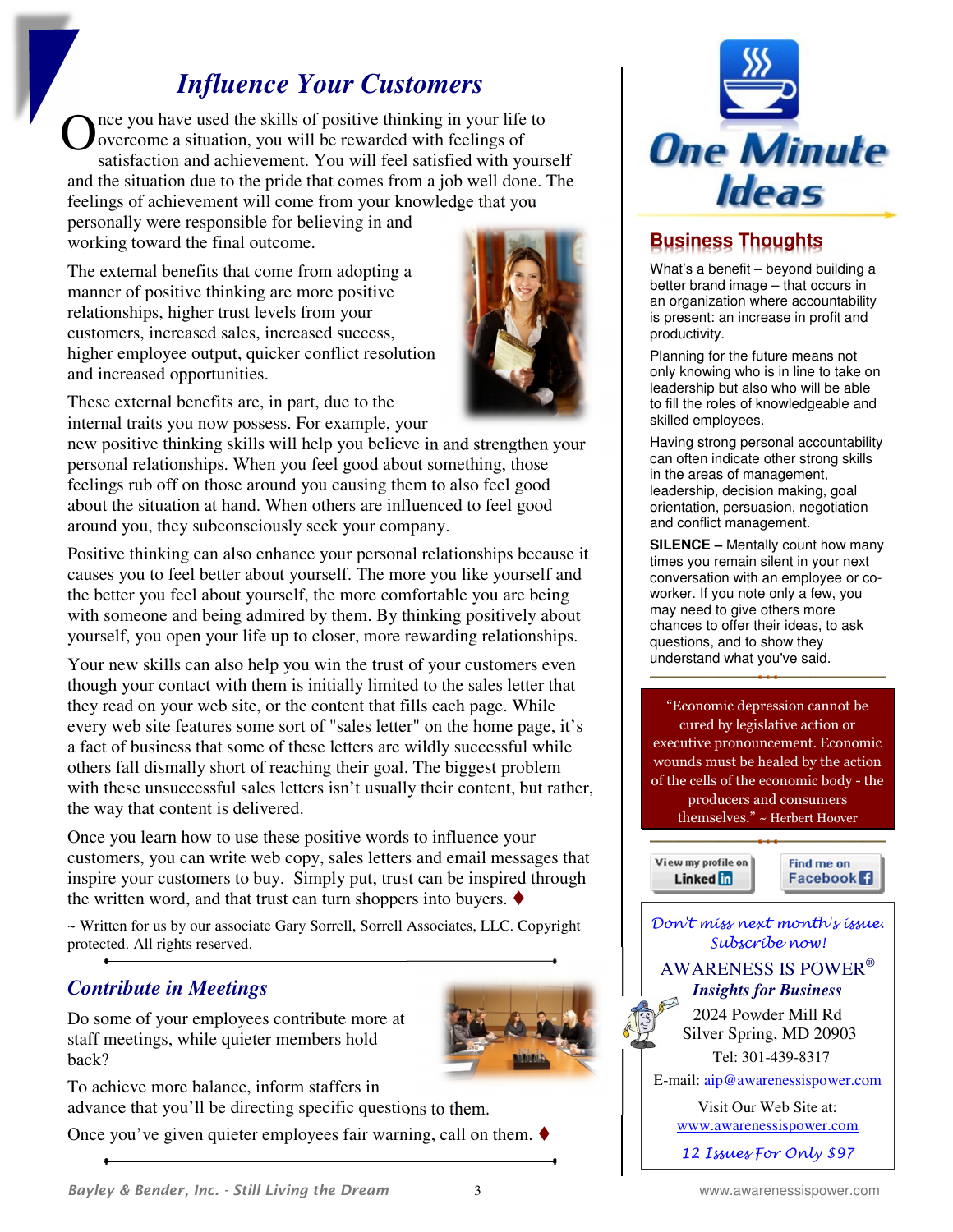# Influence Your Customers

Once you have used the skills of positive thinking in your life to overcome a situation, you will be rewarded with feelings of satisfaction and achievement. You will feel satisfied with yourself and the situation due to the pride that comes from a job well done. The feelings of achievement will come from your knowledge that you personally were responsible for believing in and working toward the final outcome.

The external benefits that come from adopting a manner of positive thinking are more positive relationships, higher trust levels from your customers, increased sales, increased success, higher employee output, quicker conflict resolution and increased opportunities.

These external benefits are, in part, due to the internal traits you now possess. For example, your new positive thinking skills will help you believe in and strengthen your personal relationships. When you feel good about something, those feelings rub off on those around you causing them to also feel good about the situation at hand. When others are influenced to feel good around you, they subconsciously seek your company.

Positive thinking can also enhance your personal relationships because it causes you to feel better about yourself. The more you like yourself and the better you feel about yourself, the more comfortable you are being with someone and being admired by them. By thinking positively about yourself, you open your life up to closer, more rewarding relationships.

Your new skills can also help you win the trust of your customers even though your contact with them is initially limited to the sales letter that they read on your web site, or the content that fills each page. While every web site features some sort of "sales letter" on the home page, it's a fact of business that some of these letters are wildly successful while others fall dismally short of reaching their goal. The biggest problem with these unsuccessful sales letters isn't usually their content, but rather, the way that content is delivered.

Once you learn how to use these positive words to influence your customers, you can write web copy, sales letters and email messages that inspire your customers to buy. Simply put, trust can be inspired through the written word, and that trust can turn shoppers into buyers. ♦

~ Written for us by our associate Gary Sorrell, Sorrell Associates, LLC. Copyright protected. All rights reserved.

## Contribute in Meetings

Do some of your employees contribute more at staff meetings, while quieter members hold back?

To achieve more balance, inform staffers in advance that you'll be directing specific questions to them.

Once you've given quieter employees fair warning, call on them. ♦

# One Minute Ideas

## Business Thoughts

What's a benefit – beyond building a better brand image – that occurs in an organization where accountability is present: an increase in profit and productivity.

Planning for the future means not only knowing who is in line to take on leadership but also who will be able to fill the roles of knowledgeable and skilled employees.

Having strong personal accountability can often indicate other strong skills in the areas of management, leadership, decision making, goal orientation, persuasion, negotiation and conflict management.

**SILENCE –** Mentally count how many times you remain silent in your next conversation with an employee or co-worker. If you note only a few, you may need to give others more chances to offer their ideas, to ask questions, and to show they understand what you've said.

"Economic depression cannot be cured by legislative action or executive pronouncement. Economic wounds must be healed by the action of the cells of the economic body - the producers and consumers themselves." ~ Herbert Hoover

View my profile on LinkedIn | Find me on Facebook

*Don't miss next month's issue. Subscribe now!*

AWARENESS IS POWER®
***Insights for Business***
2024 Powder Mill Rd
Silver Spring, MD 20903
Tel: 301-439-8317
E-mail: aip@awarenessispower.com
Visit Our Web Site at:
www.awarenessispower.com
*12 Issues For Only $97*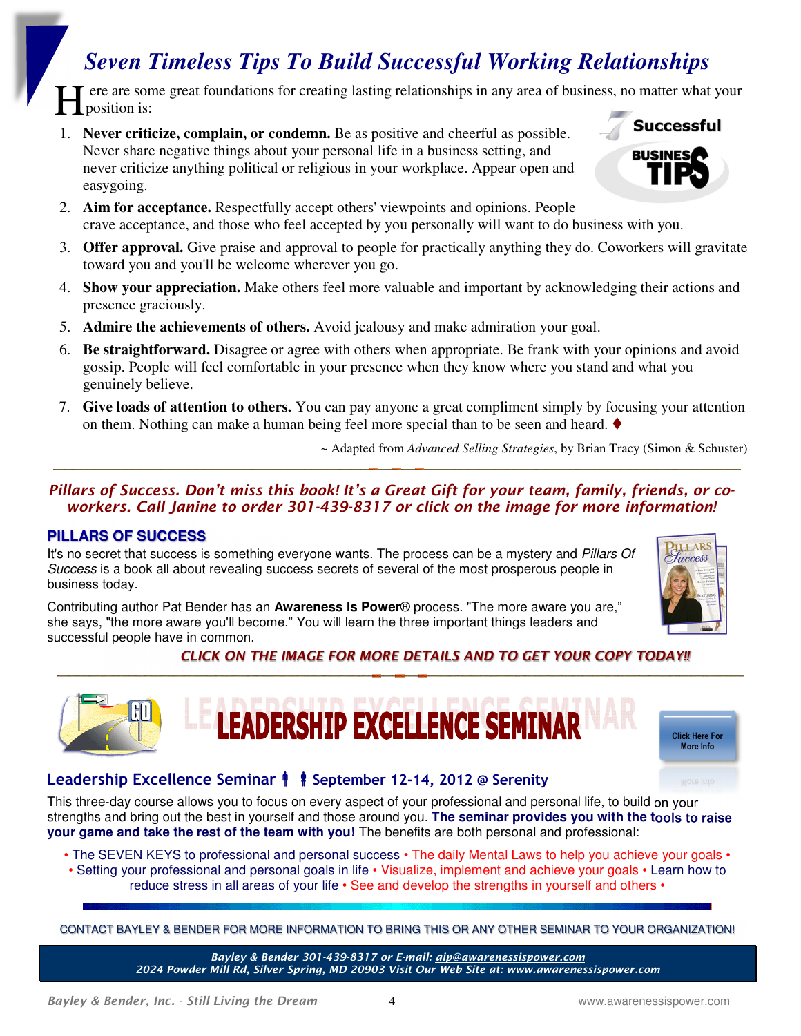# Seven Timeless Tips To Build Successful Working Relationships

Here are some great foundations for creating lasting relationships in any area of business, no matter what your position is:

1. **Never criticize, complain, or condemn.** Be as positive and cheerful as possible. Never share negative things about your personal life in a business setting, and never criticize anything political or religious in your workplace. Appear open and easygoing.
2. **Aim for acceptance.** Respectfully accept others' viewpoints and opinions. People crave acceptance, and those who feel accepted by you personally will want to do business with you.
3. **Offer approval.** Give praise and approval to people for practically anything they do. Coworkers will gravitate toward you and you'll be welcome wherever you go.
4. **Show your appreciation.** Make others feel more valuable and important by acknowledging their actions and presence graciously.
5. **Admire the achievements of others.** Avoid jealousy and make admiration your goal.
6. **Be straightforward.** Disagree or agree with others when appropriate. Be frank with your opinions and avoid gossip. People will feel comfortable in your presence when they know where you stand and what you genuinely believe.
7. **Give loads of attention to others.** You can pay anyone a great compliment simply by focusing your attention on them. Nothing can make a human being feel more special than to be seen and heard. ♦

~ Adapted from *Advanced Selling Strategies*, by Brian Tracy (Simon & Schuster)

***Pillars of Success. Don't miss this book! It's a Great Gift for your team, family, friends, or co-workers. Call Janine to order 301-439-8317 or click on the image for more information!***

## PILLARS OF SUCCESS

It's no secret that success is something everyone wants. The process can be a mystery and *Pillars Of Success* is a book all about revealing success secrets of several of the most prosperous people in business today.

Contributing author Pat Bender has an **Awareness Is Power®** process. "The more aware you are," she says, "the more aware you'll become." You will learn the three important things leaders and successful people have in common.

***CLICK ON THE IMAGE FOR MORE DETAILS AND TO GET YOUR COPY TODAY!!***

# LEADERSHIP EXCELLENCE SEMINAR

Click Here For More Info

## Leadership Excellence Seminar September 12-14, 2012 @ Serenity

This three-day course allows you to focus on every aspect of your professional and personal life, to build on your strengths and bring out the best in yourself and those around you. **The seminar provides you with the tools to raise your game and take the rest of the team with you!** The benefits are both personal and professional:

• The SEVEN KEYS to professional and personal success • The daily Mental Laws to help you achieve your goals • • Setting your professional and personal goals in life • Visualize, implement and achieve your goals • Learn how to reduce stress in all areas of your life • See and develop the strengths in yourself and others •

CONTACT BAYLEY & BENDER FOR MORE INFORMATION TO BRING THIS OR ANY OTHER SEMINAR TO YOUR ORGANIZATION!

*Bayley & Bender 301-439-8317 or E-mail: aip@awarenessispower.com*
*2024 Powder Mill Rd, Silver Spring, MD 20903 Visit Our Web Site at: www.awarenessispower.com*